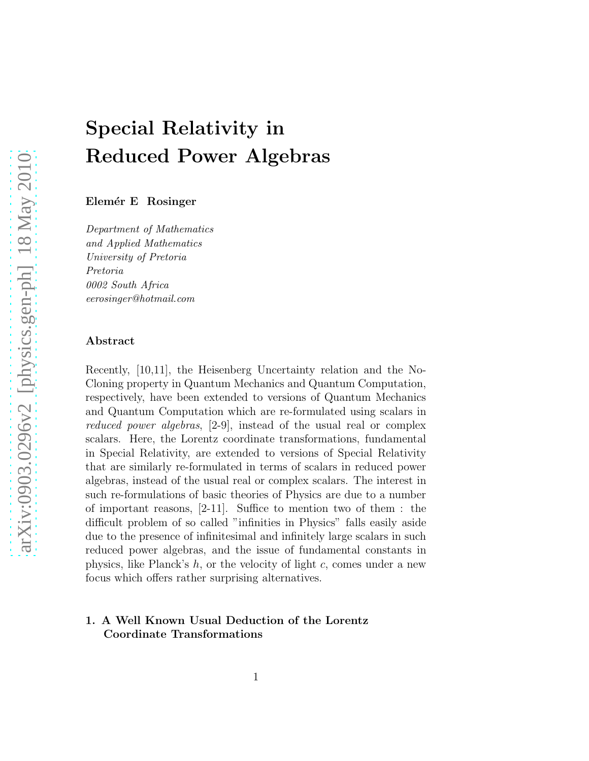# Special Relativity in Reduced Power Algebras

**Elemér E Rosinger**

*Department of Mathematics*
*and Applied Mathematics*
*University of Pretoria*
*Pretoria*
*0002 South Africa*
*eerosinger@hotmail.com*

### Abstract

Recently, [10,11], the Heisenberg Uncertainty relation and the No-Cloning property in Quantum Mechanics and Quantum Computation, respectively, have been extended to versions of Quantum Mechanics and Quantum Computation which are re-formulated using scalars in *reduced power algebras*, [2-9], instead of the usual real or complex scalars. Here, the Lorentz coordinate transformations, fundamental in Special Relativity, are extended to versions of Special Relativity that are similarly re-formulated in terms of scalars in reduced power algebras, instead of the usual real or complex scalars. The interest in such re-formulations of basic theories of Physics are due to a number of important reasons, [2-11]. Suffice to mention two of them : the difficult problem of so called "infinities in Physics" falls easily aside due to the presence of infinitesimal and infinitely large scalars in such reduced power algebras, and the issue of fundamental constants in physics, like Planck's $h$, or the velocity of light $c$, comes under a new focus which offers rather surprising alternatives.

## 1. A Well Known Usual Deduction of the Lorentz Coordinate Transformations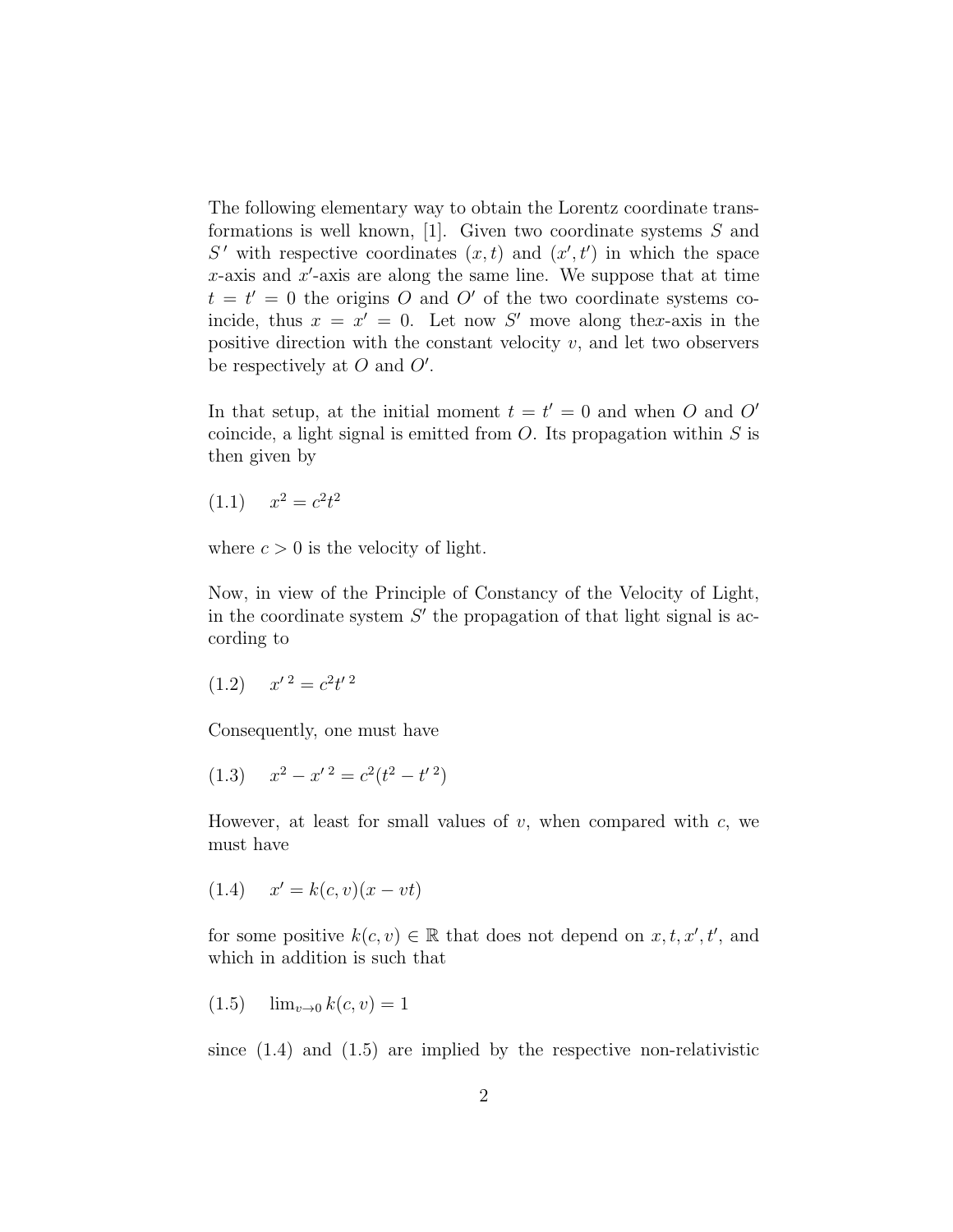The following elementary way to obtain the Lorentz coordinate transformations is well known, [1]. Given two coordinate systems $S$ and $S'$ with respective coordinates $(x, t)$ and $(x', t')$ in which the space $x$-axis and $x'$-axis are along the same line. We suppose that at time $t = t' = 0$ the origins $O$ and $O'$ of the two coordinate systems coincide, thus $x = x' = 0$. Let now $S'$ move along the$x$-axis in the positive direction with the constant velocity $v$, and let two observers be respectively at $O$ and $O'$.

In that setup, at the initial moment $t = t' = 0$ and when $O$ and $O'$ coincide, a light signal is emitted from $O$. Its propagation within $S$ is then given by

$$(1.1) \quad x^2 = c^2 t^2$$

where $c > 0$ is the velocity of light.

Now, in view of the Principle of Constancy of the Velocity of Light, in the coordinate system $S'$ the propagation of that light signal is according to

$$(1.2) \quad x'^{\,2} = c^2 t'^{\,2}$$

Consequently, one must have

$$(1.3) \quad x^2 - x'^{\,2} = c^2(t^2 - t'^{\,2})$$

However, at least for small values of $v$, when compared with $c$, we must have

$$(1.4) \quad x' = k(c, v)(x - vt)$$

for some positive $k(c, v) \in \mathbb{R}$ that does not depend on $x, t, x', t'$, and which in addition is such that

$$(1.5) \quad \lim_{v \to 0} k(c, v) = 1$$

since (1.4) and (1.5) are implied by the respective non-relativistic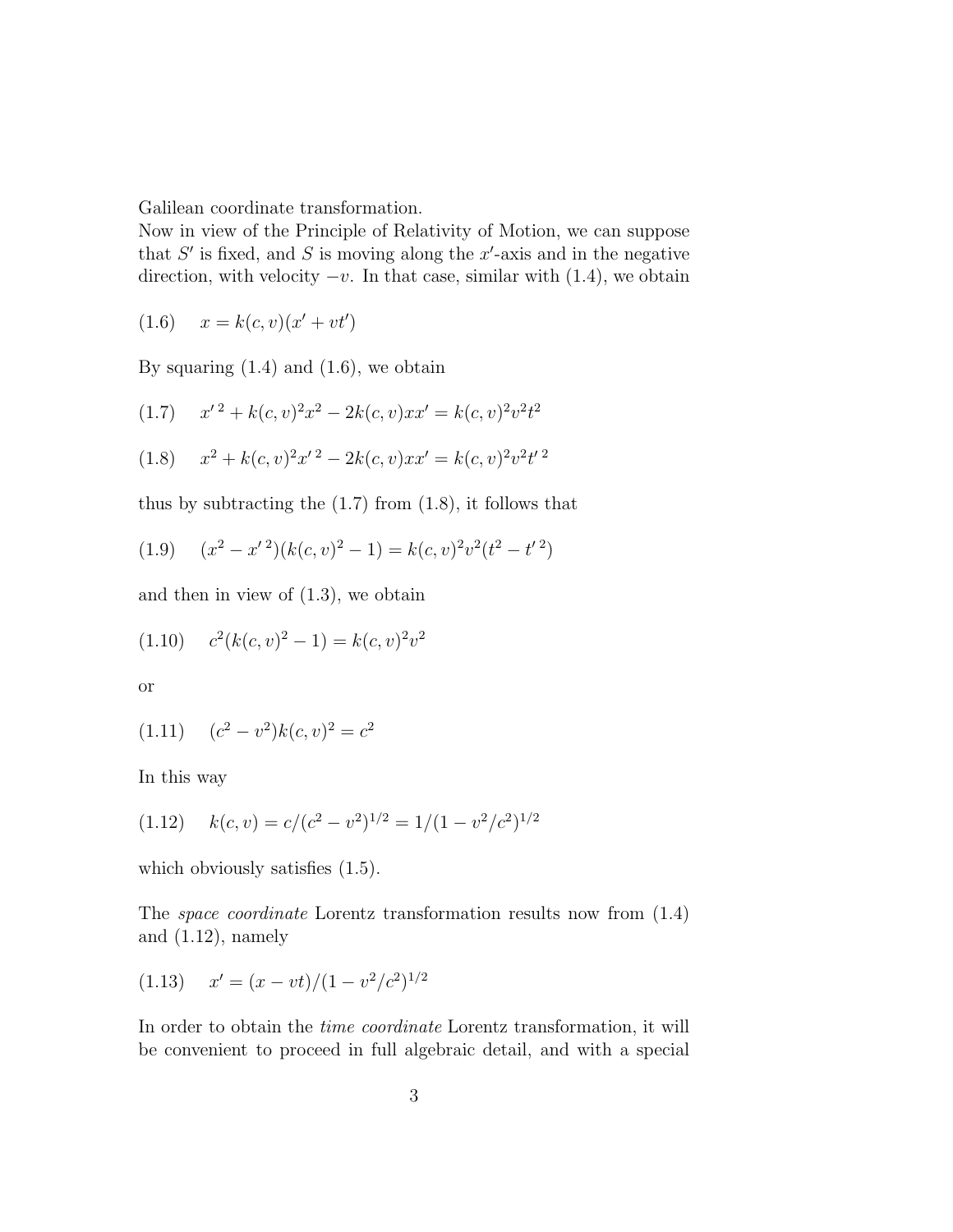Galilean coordinate transformation.
Now in view of the Principle of Relativity of Motion, we can suppose that $S'$ is fixed, and $S$ is moving along the $x'$-axis and in the negative direction, with velocity $-v$. In that case, similar with (1.4), we obtain

$$(1.6) \quad x = k(c,v)(x' + vt')$$

By squaring (1.4) and (1.6), we obtain

$$(1.7) \quad x'^{\,2} + k(c,v)^2 x^2 - 2k(c,v)xx' = k(c,v)^2 v^2 t^2$$

$$(1.8) \quad x^2 + k(c,v)^2 x'^{\,2} - 2k(c,v)xx' = k(c,v)^2 v^2 t'^{\,2}$$

thus by subtracting the (1.7) from (1.8), it follows that

$$(1.9) \quad (x^2 - x'^{\,2})(k(c,v)^2 - 1) = k(c,v)^2 v^2 (t^2 - t'^{\,2})$$

and then in view of (1.3), we obtain

$$(1.10) \quad c^2(k(c,v)^2 - 1) = k(c,v)^2 v^2$$

or

$$(1.11) \quad (c^2 - v^2)k(c,v)^2 = c^2$$

In this way

$$(1.12) \quad k(c,v) = c/(c^2 - v^2)^{1/2} = 1/(1 - v^2/c^2)^{1/2}$$

which obviously satisfies (1.5).

The *space coordinate* Lorentz transformation results now from (1.4) and (1.12), namely

$$(1.13) \quad x' = (x - vt)/(1 - v^2/c^2)^{1/2}$$

In order to obtain the *time coordinate* Lorentz transformation, it will be convenient to proceed in full algebraic detail, and with a special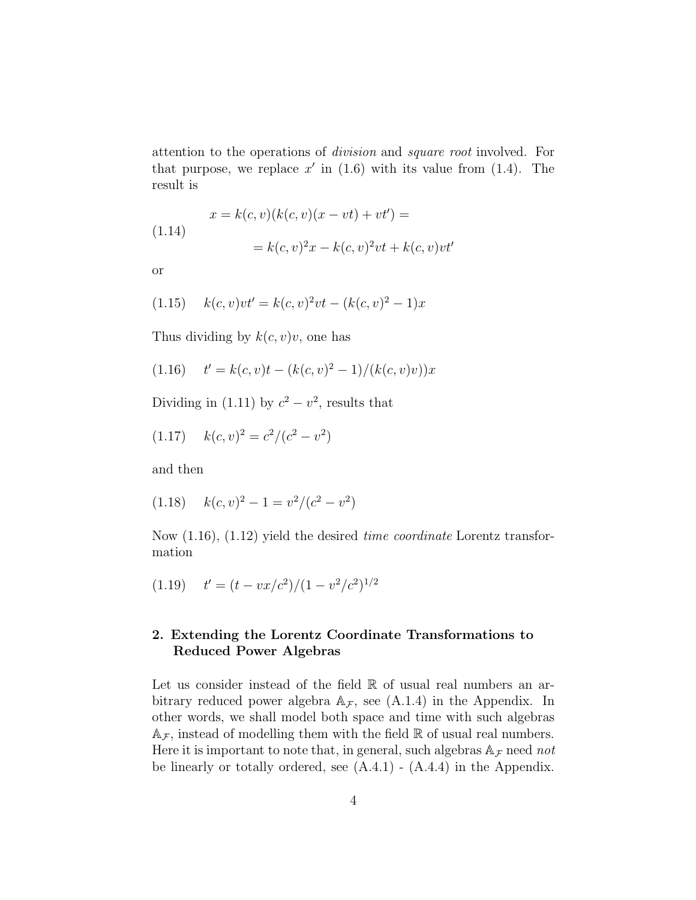attention to the operations of *division* and *square root* involved. For that purpose, we replace $x'$ in (1.6) with its value from (1.4). The result is

$$
\begin{aligned}
x &= k(c,v)(k(c,v)(x - vt) + vt') = \\
&= k(c,v)^2 x - k(c,v)^2 vt + k(c,v)vt'
\end{aligned}
\tag{1.14}
$$

or

$$
k(c,v)vt' = k(c,v)^2 vt - (k(c,v)^2 - 1)x \tag{1.15}
$$

Thus dividing by $k(c,v)v$, one has

$$
t' = k(c,v)t - (k(c,v)^2 - 1)/(k(c,v)v))x \tag{1.16}
$$

Dividing in (1.11) by $c^2 - v^2$, results that

$$
k(c,v)^2 = c^2/(c^2 - v^2) \tag{1.17}
$$

and then

$$
k(c,v)^2 - 1 = v^2/(c^2 - v^2) \tag{1.18}
$$

Now (1.16), (1.12) yield the desired *time coordinate* Lorentz transformation

$$
t' = (t - vx/c^2)/(1 - v^2/c^2)^{1/2} \tag{1.19}
$$

## 2. Extending the Lorentz Coordinate Transformations to Reduced Power Algebras

Let us consider instead of the field $\mathbb{R}$ of usual real numbers an arbitrary reduced power algebra $\mathbb{A}_{\mathcal{F}}$, see (A.1.4) in the Appendix. In other words, we shall model both space and time with such algebras $\mathbb{A}_{\mathcal{F}}$, instead of modelling them with the field $\mathbb{R}$ of usual real numbers. Here it is important to note that, in general, such algebras $\mathbb{A}_{\mathcal{F}}$ need *not* be linearly or totally ordered, see (A.4.1) - (A.4.4) in the Appendix.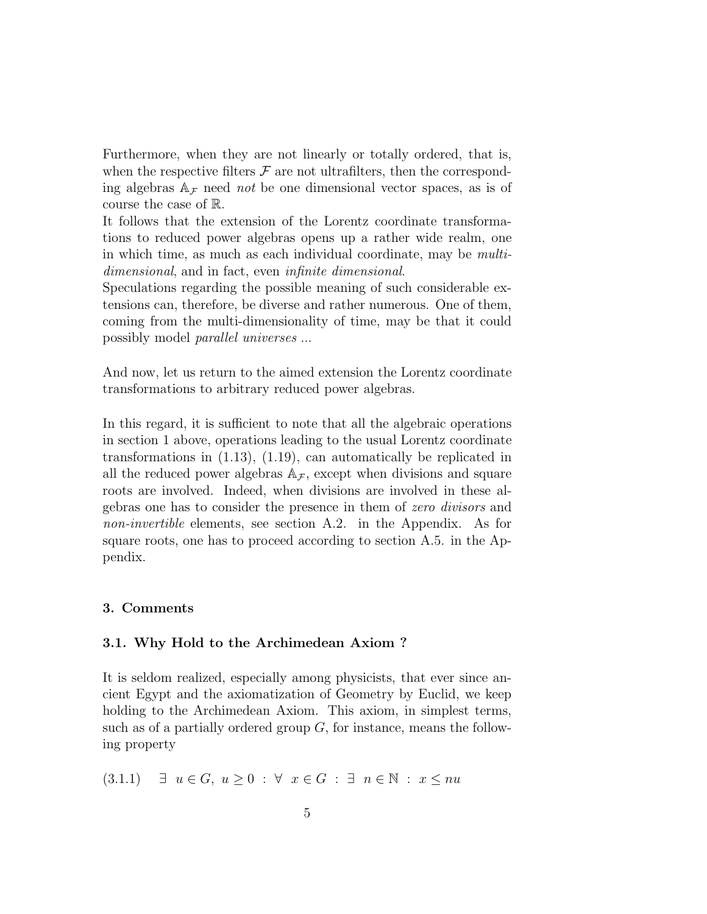Furthermore, when they are not linearly or totally ordered, that is, when the respective filters $\mathcal{F}$ are not ultrafilters, then the corresponding algebras $\mathbb{A}_{\mathcal{F}}$ need *not* be one dimensional vector spaces, as is of course the case of $\mathbb{R}$.

It follows that the extension of the Lorentz coordinate transformations to reduced power algebras opens up a rather wide realm, one in which time, as much as each individual coordinate, may be *multi-dimensional*, and in fact, even *infinite dimensional*.

Speculations regarding the possible meaning of such considerable extensions can, therefore, be diverse and rather numerous. One of them, coming from the multi-dimensionality of time, may be that it could possibly model *parallel universes* ...

And now, let us return to the aimed extension the Lorentz coordinate transformations to arbitrary reduced power algebras.

In this regard, it is sufficient to note that all the algebraic operations in section 1 above, operations leading to the usual Lorentz coordinate transformations in (1.13), (1.19), can automatically be replicated in all the reduced power algebras $\mathbb{A}_{\mathcal{F}}$, except when divisions and square roots are involved. Indeed, when divisions are involved in these algebras one has to consider the presence in them of *zero divisors* and *non-invertible* elements, see section A.2. in the Appendix. As for square roots, one has to proceed according to section A.5. in the Appendix.

## 3. Comments

### 3.1. Why Hold to the Archimedean Axiom ?

It is seldom realized, especially among physicists, that ever since ancient Egypt and the axiomatization of Geometry by Euclid, we keep holding to the Archimedean Axiom. This axiom, in simplest terms, such as of a partially ordered group $G$, for instance, means the following property

$$(3.1.1) \quad \exists \ u \in G, \ u \geq 0 \ : \ \forall \ x \in G \ : \ \exists \ n \in \mathbb{N} \ : \ x \leq nu$$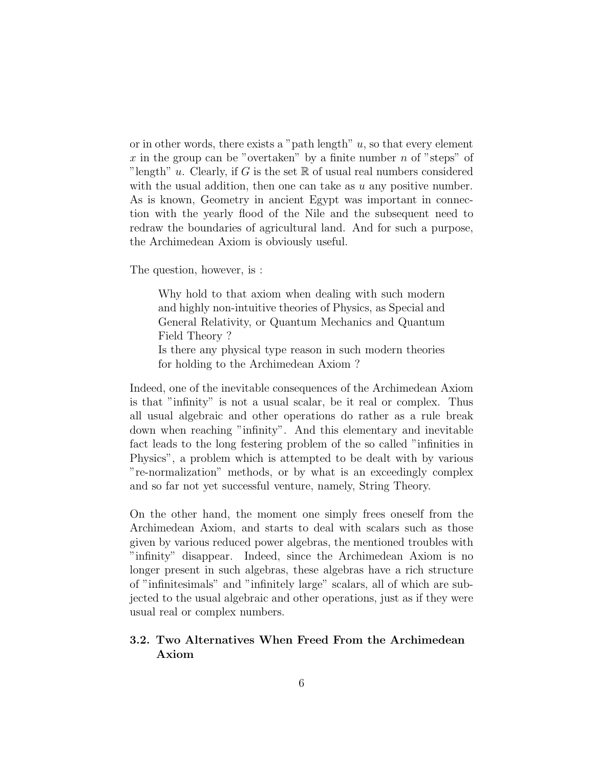or in other words, there exists a "path length" $u$, so that every element $x$ in the group can be "overtaken" by a finite number $n$ of "steps" of "length" $u$. Clearly, if $G$ is the set $\mathbb{R}$ of usual real numbers considered with the usual addition, then one can take as $u$ any positive number. As is known, Geometry in ancient Egypt was important in connection with the yearly flood of the Nile and the subsequent need to redraw the boundaries of agricultural land. And for such a purpose, the Archimedean Axiom is obviously useful.

The question, however, is :

> Why hold to that axiom when dealing with such modern and highly non-intuitive theories of Physics, as Special and General Relativity, or Quantum Mechanics and Quantum Field Theory ?
> Is there any physical type reason in such modern theories for holding to the Archimedean Axiom ?

Indeed, one of the inevitable consequences of the Archimedean Axiom is that "infinity" is not a usual scalar, be it real or complex. Thus all usual algebraic and other operations do rather as a rule break down when reaching "infinity". And this elementary and inevitable fact leads to the long festering problem of the so called "infinities in Physics", a problem which is attempted to be dealt with by various "re-normalization" methods, or by what is an exceedingly complex and so far not yet successful venture, namely, String Theory.

On the other hand, the moment one simply frees oneself from the Archimedean Axiom, and starts to deal with scalars such as those given by various reduced power algebras, the mentioned troubles with "infinity" disappear. Indeed, since the Archimedean Axiom is no longer present in such algebras, these algebras have a rich structure of "infinitesimals" and "infinitely large" scalars, all of which are subjected to the usual algebraic and other operations, just as if they were usual real or complex numbers.

### 3.2. Two Alternatives When Freed From the Archimedean Axiom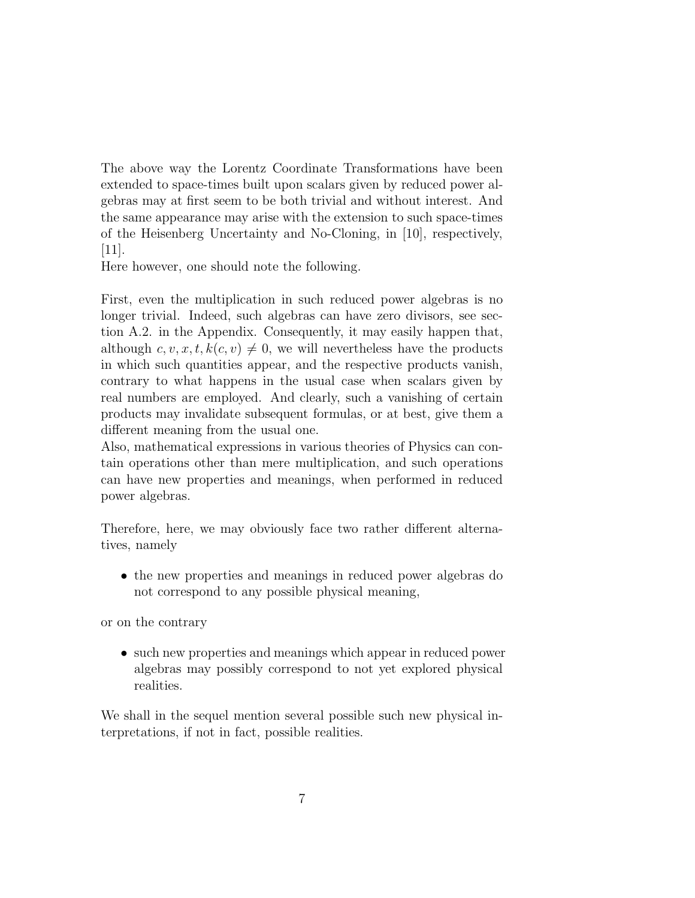The above way the Lorentz Coordinate Transformations have been extended to space-times built upon scalars given by reduced power algebras may at first seem to be both trivial and without interest. And the same appearance may arise with the extension to such space-times of the Heisenberg Uncertainty and No-Cloning, in [10], respectively, [11].
Here however, one should note the following.

First, even the multiplication in such reduced power algebras is no longer trivial. Indeed, such algebras can have zero divisors, see section A.2. in the Appendix. Consequently, it may easily happen that, although $c, v, x, t, k(c, v) \neq 0$, we will nevertheless have the products in which such quantities appear, and the respective products vanish, contrary to what happens in the usual case when scalars given by real numbers are employed. And clearly, such a vanishing of certain products may invalidate subsequent formulas, or at best, give them a different meaning from the usual one.
Also, mathematical expressions in various theories of Physics can contain operations other than mere multiplication, and such operations can have new properties and meanings, when performed in reduced power algebras.

Therefore, here, we may obviously face two rather different alternatives, namely

- the new properties and meanings in reduced power algebras do not correspond to any possible physical meaning,

or on the contrary

- such new properties and meanings which appear in reduced power algebras may possibly correspond to not yet explored physical realities.

We shall in the sequel mention several possible such new physical interpretations, if not in fact, possible realities.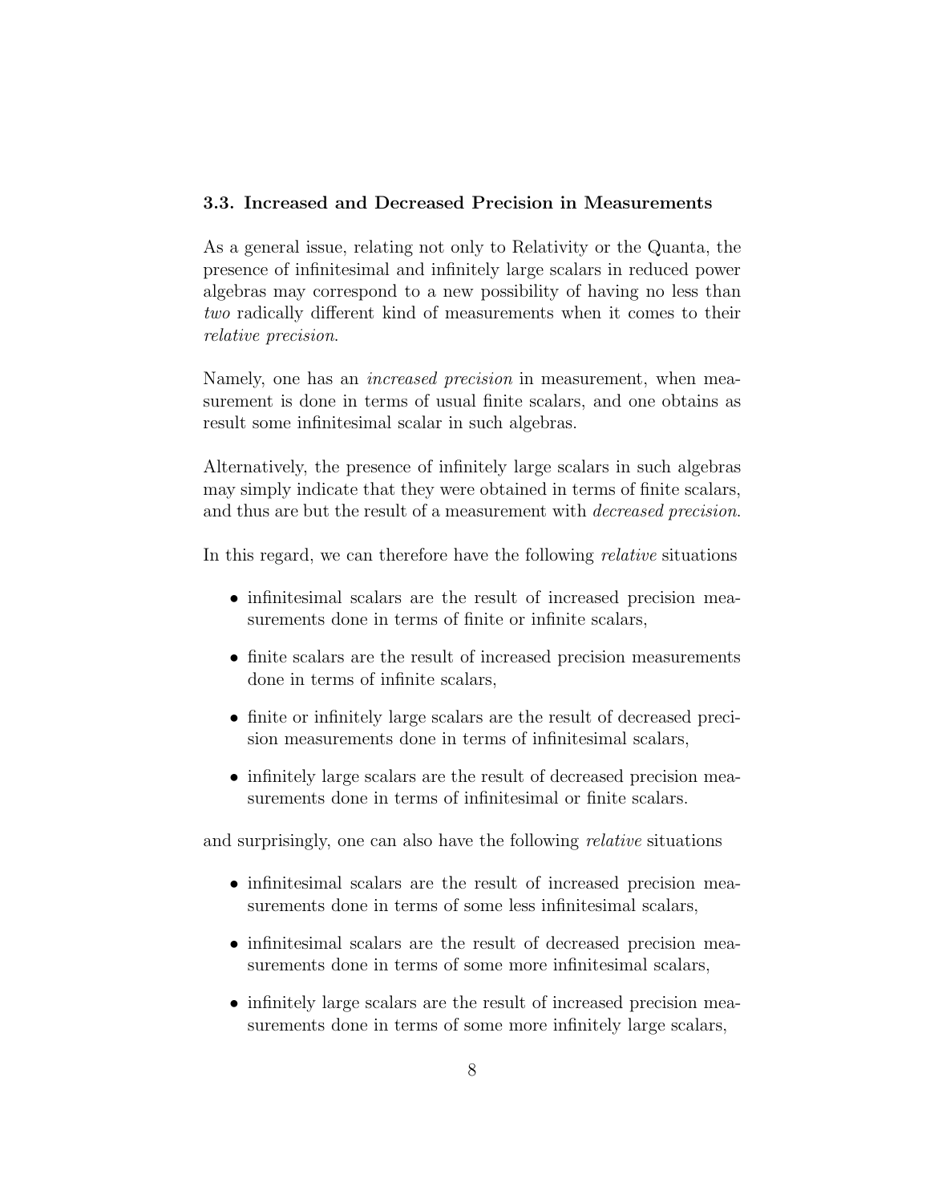### 3.3. Increased and Decreased Precision in Measurements

As a general issue, relating not only to Relativity or the Quanta, the presence of infinitesimal and infinitely large scalars in reduced power algebras may correspond to a new possibility of having no less than *two* radically different kind of measurements when it comes to their *relative precision*.

Namely, one has an *increased precision* in measurement, when measurement is done in terms of usual finite scalars, and one obtains as result some infinitesimal scalar in such algebras.

Alternatively, the presence of infinitely large scalars in such algebras may simply indicate that they were obtained in terms of finite scalars, and thus are but the result of a measurement with *decreased precision*.

In this regard, we can therefore have the following *relative* situations

- infinitesimal scalars are the result of increased precision measurements done in terms of finite or infinite scalars,
- finite scalars are the result of increased precision measurements done in terms of infinite scalars,
- finite or infinitely large scalars are the result of decreased precision measurements done in terms of infinitesimal scalars,
- infinitely large scalars are the result of decreased precision measurements done in terms of infinitesimal or finite scalars.

and surprisingly, one can also have the following *relative* situations

- infinitesimal scalars are the result of increased precision measurements done in terms of some less infinitesimal scalars,
- infinitesimal scalars are the result of decreased precision measurements done in terms of some more infinitesimal scalars,
- infinitely large scalars are the result of increased precision measurements done in terms of some more infinitely large scalars,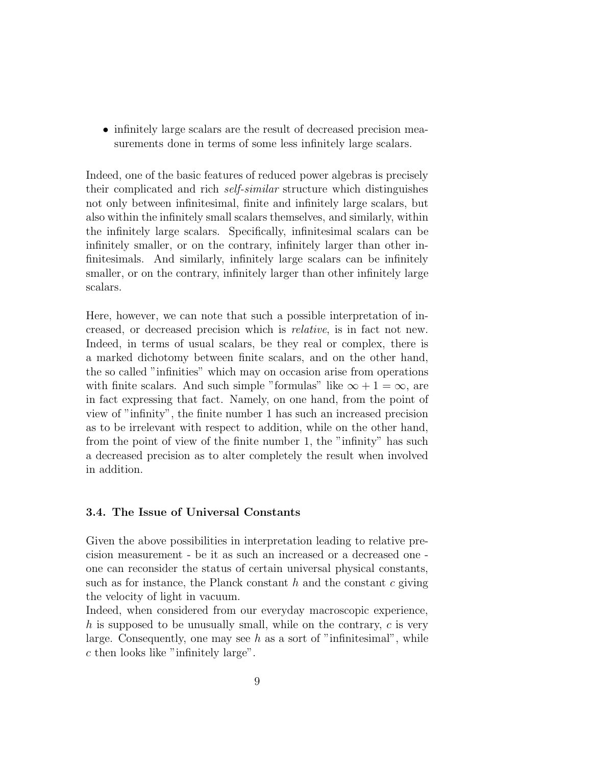- infinitely large scalars are the result of decreased precision measurements done in terms of some less infinitely large scalars.

Indeed, one of the basic features of reduced power algebras is precisely their complicated and rich *self-similar* structure which distinguishes not only between infinitesimal, finite and infinitely large scalars, but also within the infinitely small scalars themselves, and similarly, within the infinitely large scalars. Specifically, infinitesimal scalars can be infinitely smaller, or on the contrary, infinitely larger than other infinitesimals. And similarly, infinitely large scalars can be infinitely smaller, or on the contrary, infinitely larger than other infinitely large scalars.

Here, however, we can note that such a possible interpretation of increased, or decreased precision which is *relative*, is in fact not new. Indeed, in terms of usual scalars, be they real or complex, there is a marked dichotomy between finite scalars, and on the other hand, the so called "infinities" which may on occasion arise from operations with finite scalars. And such simple "formulas" like $\infty + 1 = \infty$, are in fact expressing that fact. Namely, on one hand, from the point of view of "infinity", the finite number 1 has such an increased precision as to be irrelevant with respect to addition, while on the other hand, from the point of view of the finite number 1, the "infinity" has such a decreased precision as to alter completely the result when involved in addition.

### 3.4. The Issue of Universal Constants

Given the above possibilities in interpretation leading to relative precision measurement - be it as such an increased or a decreased one - one can reconsider the status of certain universal physical constants, such as for instance, the Planck constant $h$ and the constant $c$ giving the velocity of light in vacuum.
Indeed, when considered from our everyday macroscopic experience, $h$ is supposed to be unusually small, while on the contrary, $c$ is very large. Consequently, one may see $h$ as a sort of "infinitesimal", while $c$ then looks like "infinitely large".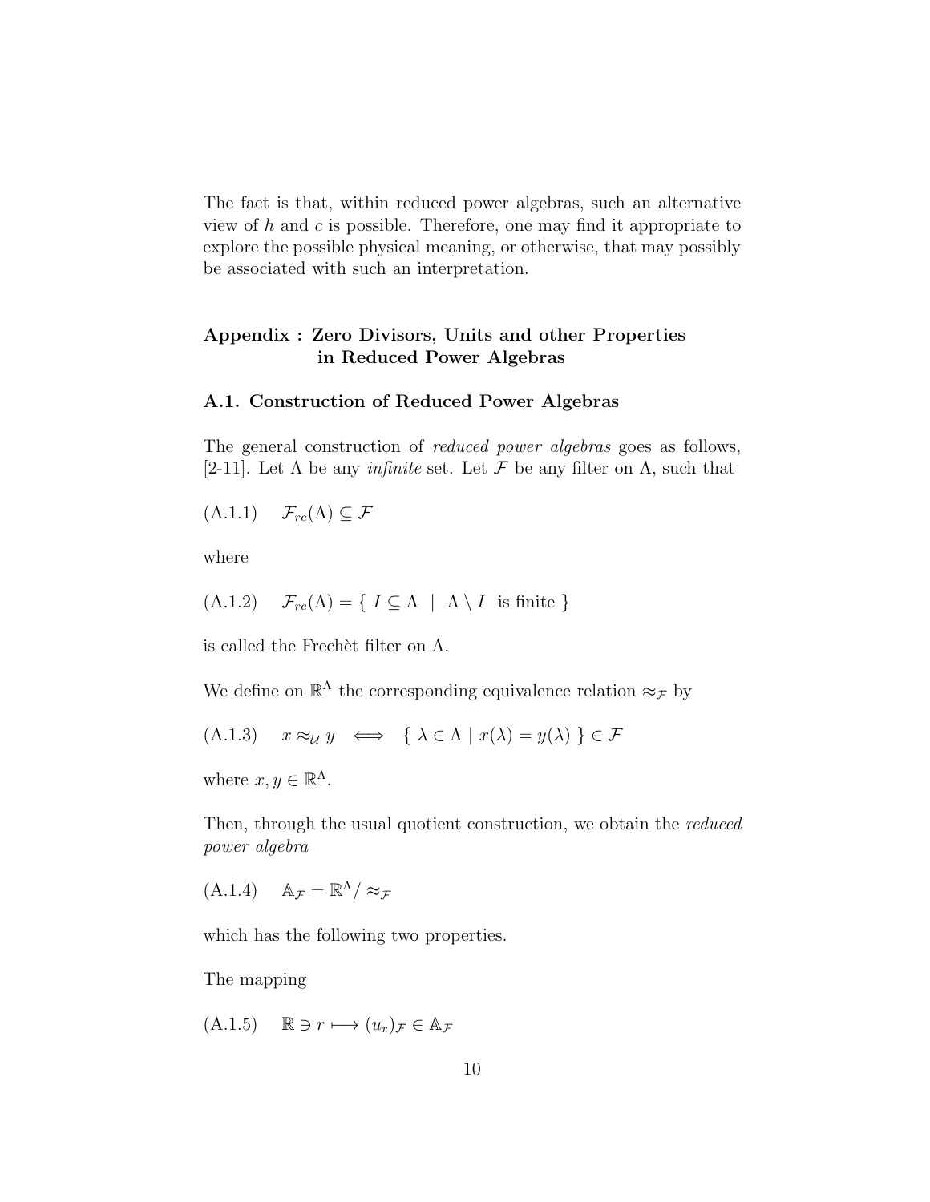The fact is that, within reduced power algebras, such an alternative view of $h$ and $c$ is possible. Therefore, one may find it appropriate to explore the possible physical meaning, or otherwise, that may possibly be associated with such an interpretation.

## Appendix : Zero Divisors, Units and other Properties in Reduced Power Algebras

### A.1. Construction of Reduced Power Algebras

The general construction of *reduced power algebras* goes as follows, [2-11]. Let $\Lambda$ be any *infinite* set. Let $\mathcal{F}$ be any filter on $\Lambda$, such that

(A.1.1) $\quad \mathcal{F}_{re}(\Lambda) \subseteq \mathcal{F}$

where

(A.1.2) $\quad \mathcal{F}_{re}(\Lambda) = \{ \ I \subseteq \Lambda \ \mid \ \Lambda \setminus I \ \text{ is finite } \}$

is called the Frechèt filter on $\Lambda$.

We define on $\mathbb{R}^\Lambda$ the corresponding equivalence relation $\approx_{\mathcal{F}}$ by

(A.1.3) $\quad x \approx_{\mathcal{U}} y \iff \{ \ \lambda \in \Lambda \mid x(\lambda) = y(\lambda) \ \} \in \mathcal{F}$

where $x, y \in \mathbb{R}^\Lambda$.

Then, through the usual quotient construction, we obtain the *reduced power algebra*

(A.1.4) $\quad \mathbb{A}_{\mathcal{F}} = \mathbb{R}^\Lambda / \approx_{\mathcal{F}}$

which has the following two properties.

The mapping

(A.1.5) $\quad \mathbb{R} \ni r \longmapsto (u_r)_{\mathcal{F}} \in \mathbb{A}_{\mathcal{F}}$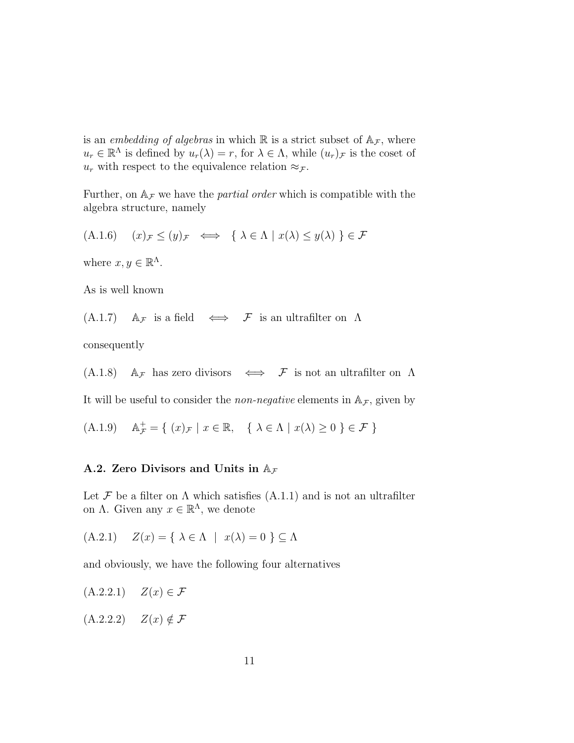is an *embedding of algebras* in which $\mathbb{R}$ is a strict subset of $\mathbb{A}_\mathcal{F}$, where $u_r \in \mathbb{R}^\Lambda$ is defined by $u_r(\lambda) = r$, for $\lambda \in \Lambda$, while $(u_r)_\mathcal{F}$ is the coset of $u_r$ with respect to the equivalence relation $\approx_\mathcal{F}$.

Further, on $\mathbb{A}_\mathcal{F}$ we have the *partial order* which is compatible with the algebra structure, namely

$$\text{(A.1.6)} \quad (x)_\mathcal{F} \leq (y)_\mathcal{F} \iff \{ \lambda \in \Lambda \mid x(\lambda) \leq y(\lambda) \} \in \mathcal{F}$$

where $x, y \in \mathbb{R}^\Lambda$.

As is well known

$$\text{(A.1.7)} \quad \mathbb{A}_\mathcal{F} \text{ is a field} \iff \mathcal{F} \text{ is an ultrafilter on } \Lambda$$

consequently

$$\text{(A.1.8)} \quad \mathbb{A}_\mathcal{F} \text{ has zero divisors} \iff \mathcal{F} \text{ is not an ultrafilter on } \Lambda$$

It will be useful to consider the *non-negative* elements in $\mathbb{A}_\mathcal{F}$, given by

$$\text{(A.1.9)} \quad \mathbb{A}^+_\mathcal{F} = \{ (x)_\mathcal{F} \mid x \in \mathbb{R}, \quad \{ \lambda \in \Lambda \mid x(\lambda) \geq 0 \} \in \mathcal{F} \}$$

### A.2. Zero Divisors and Units in $\mathbb{A}_\mathcal{F}$

Let $\mathcal{F}$ be a filter on $\Lambda$ which satisfies (A.1.1) and is not an ultrafilter on $\Lambda$. Given any $x \in \mathbb{R}^\Lambda$, we denote

$$\text{(A.2.1)} \quad Z(x) = \{ \lambda \in \Lambda \mid x(\lambda) = 0 \} \subseteq \Lambda$$

and obviously, we have the following four alternatives

$$\text{(A.2.2.1)} \quad Z(x) \in \mathcal{F}$$

$$\text{(A.2.2.2)} \quad Z(x) \notin \mathcal{F}$$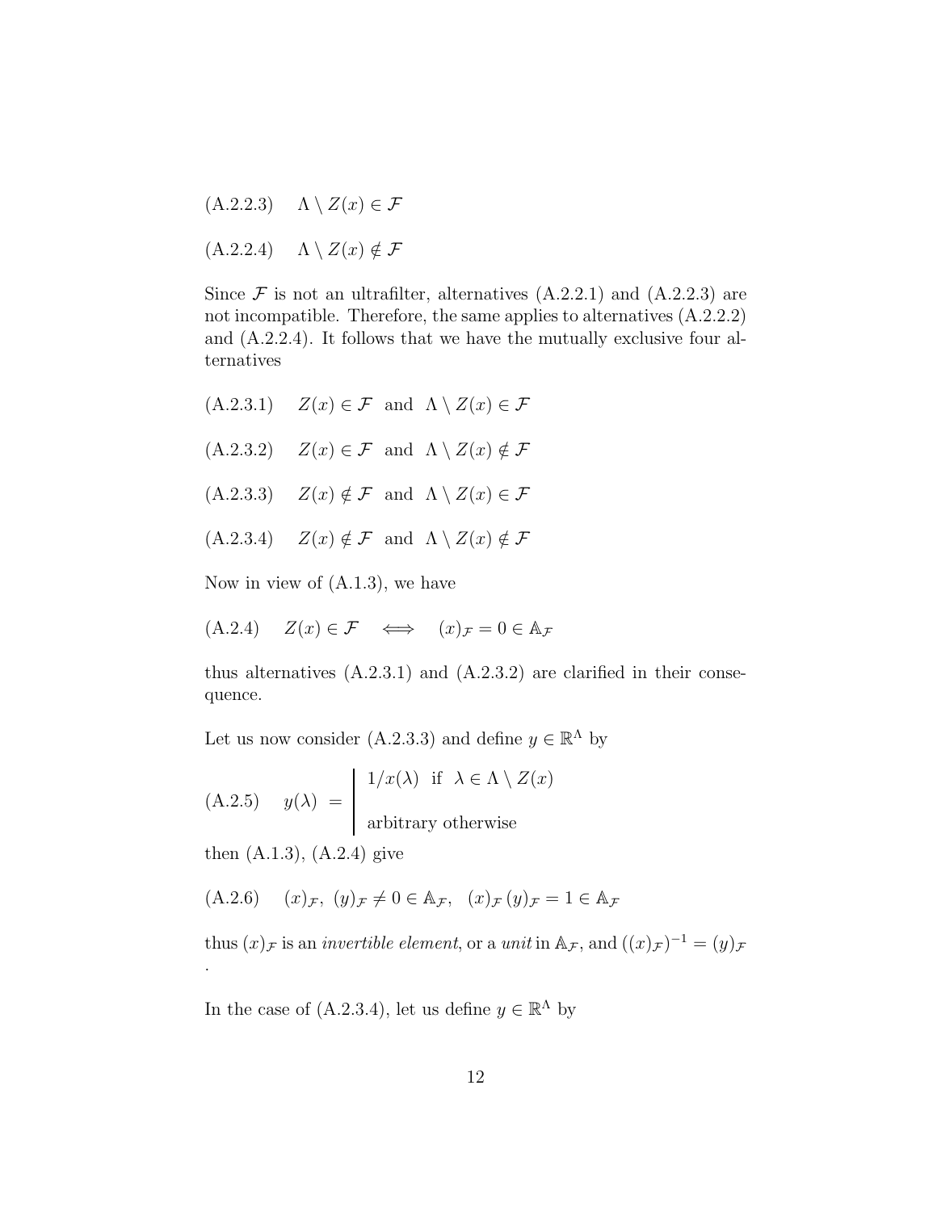(A.2.2.3) $\quad \Lambda \setminus Z(x) \in \mathcal{F}$

(A.2.2.4) $\quad \Lambda \setminus Z(x) \notin \mathcal{F}$

Since $\mathcal{F}$ is not an ultrafilter, alternatives (A.2.2.1) and (A.2.2.3) are not incompatible. Therefore, the same applies to alternatives (A.2.2.2) and (A.2.2.4). It follows that we have the mutually exclusive four alternatives

(A.2.3.1) $\quad Z(x) \in \mathcal{F} \;$ and $\; \Lambda \setminus Z(x) \in \mathcal{F}$

(A.2.3.2) $\quad Z(x) \in \mathcal{F} \;$ and $\; \Lambda \setminus Z(x) \notin \mathcal{F}$

(A.2.3.3) $\quad Z(x) \notin \mathcal{F} \;$ and $\; \Lambda \setminus Z(x) \in \mathcal{F}$

(A.2.3.4) $\quad Z(x) \notin \mathcal{F} \;$ and $\; \Lambda \setminus Z(x) \notin \mathcal{F}$

Now in view of (A.1.3), we have

(A.2.4) $\quad Z(x) \in \mathcal{F} \quad \Longleftrightarrow \quad (x)_{\mathcal{F}} = 0 \in \mathbb{A}_{\mathcal{F}}$

thus alternatives (A.2.3.1) and (A.2.3.2) are clarified in their consequence.

Let us now consider (A.2.3.3) and define $y \in \mathbb{R}^{\Lambda}$ by

(A.2.5) $$y(\lambda) \; = \; \left| \begin{array}{l} 1/x(\lambda) \;\; \text{if} \;\; \lambda \in \Lambda \setminus Z(x) \\ \\ \text{arbitrary otherwise} \end{array} \right.$$

then (A.1.3), (A.2.4) give

(A.2.6) $\quad (x)_{\mathcal{F}}, \; (y)_{\mathcal{F}} \neq 0 \in \mathbb{A}_{\mathcal{F}}, \;\; (x)_{\mathcal{F}} \, (y)_{\mathcal{F}} = 1 \in \mathbb{A}_{\mathcal{F}}$

thus $(x)_{\mathcal{F}}$ is an *invertible element*, or a *unit* in $\mathbb{A}_{\mathcal{F}}$, and $((x)_{\mathcal{F}})^{-1} = (y)_{\mathcal{F}}$ .

In the case of (A.2.3.4), let us define $y \in \mathbb{R}^{\Lambda}$ by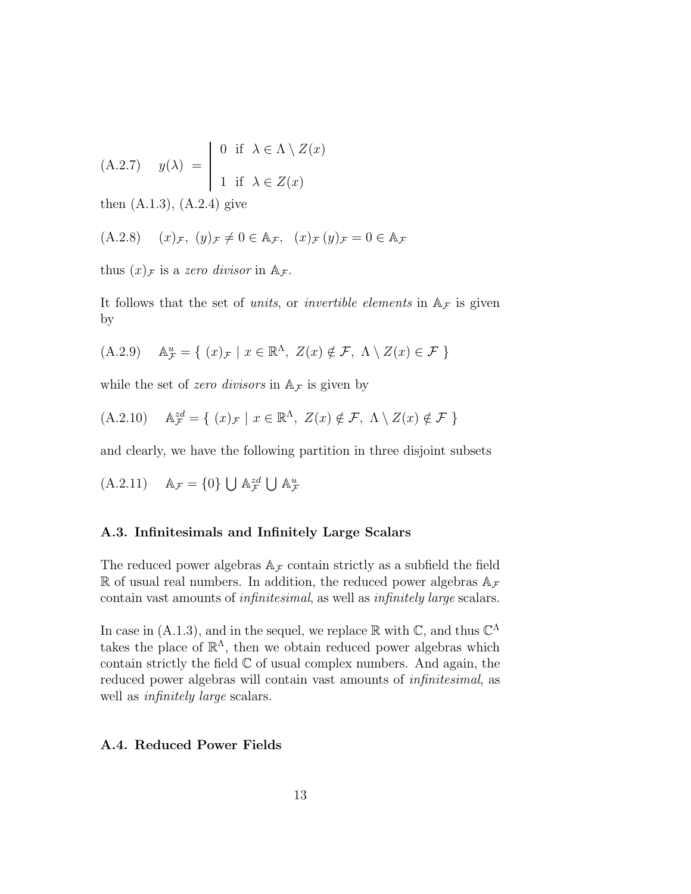$$
\text{(A.2.7)} \quad y(\lambda) = \left| \begin{array}{ll} 0 & \text{if } \lambda \in \Lambda \setminus Z(x) \\ \\ 1 & \text{if } \lambda \in Z(x) \end{array} \right.
$$

then (A.1.3), (A.2.4) give

$$
\text{(A.2.8)} \quad (x)_{\mathcal{F}},\ (y)_{\mathcal{F}} \neq 0 \in \mathbb{A}_{\mathcal{F}}, \quad (x)_{\mathcal{F}}\,(y)_{\mathcal{F}} = 0 \in \mathbb{A}_{\mathcal{F}}
$$

thus $(x)_{\mathcal{F}}$ is a *zero divisor* in $\mathbb{A}_{\mathcal{F}}$.

It follows that the set of *units*, or *invertible elements* in $\mathbb{A}_{\mathcal{F}}$ is given by

$$
\text{(A.2.9)} \quad \mathbb{A}^{u}_{\mathcal{F}} = \{\ (x)_{\mathcal{F}} \mid x \in \mathbb{R}^{\Lambda},\ Z(x) \notin \mathcal{F},\ \Lambda \setminus Z(x) \in \mathcal{F}\ \}
$$

while the set of *zero divisors* in $\mathbb{A}_{\mathcal{F}}$ is given by

$$
\text{(A.2.10)} \quad \mathbb{A}^{zd}_{\mathcal{F}} = \{\ (x)_{\mathcal{F}} \mid x \in \mathbb{R}^{\Lambda},\ Z(x) \notin \mathcal{F},\ \Lambda \setminus Z(x) \notin \mathcal{F}\ \}
$$

and clearly, we have the following partition in three disjoint subsets

$$
\text{(A.2.11)} \quad \mathbb{A}_{\mathcal{F}} = \{0\} \bigcup \mathbb{A}^{zd}_{\mathcal{F}} \bigcup \mathbb{A}^{u}_{\mathcal{F}}
$$

### A.3. Infinitesimals and Infinitely Large Scalars

The reduced power algebras $\mathbb{A}_{\mathcal{F}}$ contain strictly as a subfield the field $\mathbb{R}$ of usual real numbers. In addition, the reduced power algebras $\mathbb{A}_{\mathcal{F}}$ contain vast amounts of *infinitesimal*, as well as *infinitely large* scalars.

In case in (A.1.3), and in the sequel, we replace $\mathbb{R}$ with $\mathbb{C}$, and thus $\mathbb{C}^{\Lambda}$ takes the place of $\mathbb{R}^{\Lambda}$, then we obtain reduced power algebras which contain strictly the field $\mathbb{C}$ of usual complex numbers. And again, the reduced power algebras will contain vast amounts of *infinitesimal*, as well as *infinitely large* scalars.

### A.4. Reduced Power Fields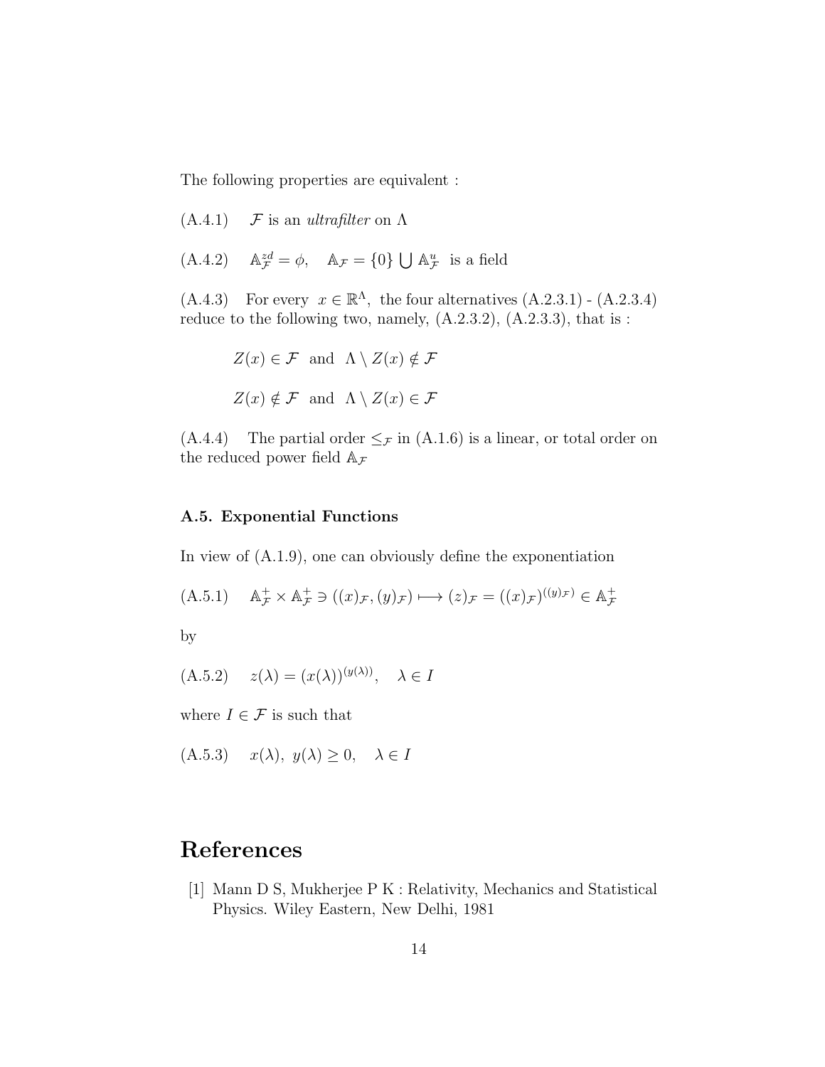The following properties are equivalent :

(A.4.1) $\quad \mathcal{F}$ is an *ultrafilter* on $\Lambda$

(A.4.2) $\quad \mathbb{A}_{\mathcal{F}}^{zd} = \phi, \quad \mathbb{A}_{\mathcal{F}} = \{0\} \bigcup \mathbb{A}_{\mathcal{F}}^{u}$ is a field

(A.4.3) For every $x \in \mathbb{R}^{\Lambda}$, the four alternatives (A.2.3.1) - (A.2.3.4) reduce to the following two, namely, (A.2.3.2), (A.2.3.3), that is :

$$Z(x) \in \mathcal{F} \text{ and } \Lambda \setminus Z(x) \notin \mathcal{F}$$

$$Z(x) \notin \mathcal{F} \text{ and } \Lambda \setminus Z(x) \in \mathcal{F}$$

(A.4.4) The partial order $\leq_{\mathcal{F}}$ in (A.1.6) is a linear, or total order on the reduced power field $\mathbb{A}_{\mathcal{F}}$

### A.5. Exponential Functions

In view of (A.1.9), one can obviously define the exponentiation

(A.5.1) $\quad \mathbb{A}_{\mathcal{F}}^{+} \times \mathbb{A}_{\mathcal{F}}^{+} \ni ((x)_{\mathcal{F}}, (y)_{\mathcal{F}}) \longmapsto (z)_{\mathcal{F}} = ((x)_{\mathcal{F}})^{((y)_{\mathcal{F}})} \in \mathbb{A}_{\mathcal{F}}^{+}$

by

(A.5.2) $\quad z(\lambda) = (x(\lambda))^{(y(\lambda))}, \quad \lambda \in I$

where $I \in \mathcal{F}$ is such that

(A.5.3) $\quad x(\lambda),\ y(\lambda) \geq 0, \quad \lambda \in I$

# References

[1] Mann D S, Mukherjee P K : Relativity, Mechanics and Statistical Physics. Wiley Eastern, New Delhi, 1981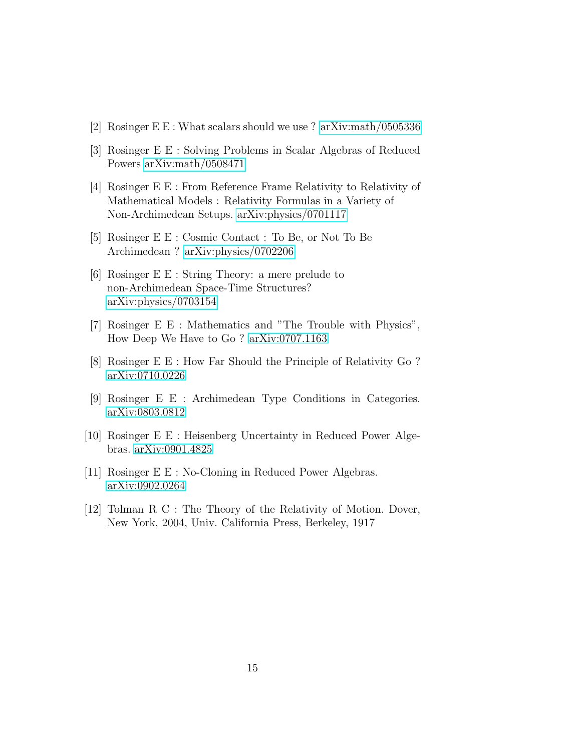[2] Rosinger E E : What scalars should we use ? arXiv:math/0505336

[3] Rosinger E E : Solving Problems in Scalar Algebras of Reduced Powers arXiv:math/0508471

[4] Rosinger E E : From Reference Frame Relativity to Relativity of Mathematical Models : Relativity Formulas in a Variety of Non-Archimedean Setups. arXiv:physics/0701117

[5] Rosinger E E : Cosmic Contact : To Be, or Not To Be Archimedean ? arXiv:physics/0702206

[6] Rosinger E E : String Theory: a mere prelude to non-Archimedean Space-Time Structures? arXiv:physics/0703154

[7] Rosinger E E : Mathematics and "The Trouble with Physics", How Deep We Have to Go ? arXiv:0707.1163

[8] Rosinger E E : How Far Should the Principle of Relativity Go ? arXiv:0710.0226

[9] Rosinger E E : Archimedean Type Conditions in Categories. arXiv:0803.0812

[10] Rosinger E E : Heisenberg Uncertainty in Reduced Power Algebras. arXiv:0901.4825

[11] Rosinger E E : No-Cloning in Reduced Power Algebras. arXiv:0902.0264

[12] Tolman R C : The Theory of the Relativity of Motion. Dover, New York, 2004, Univ. California Press, Berkeley, 1917